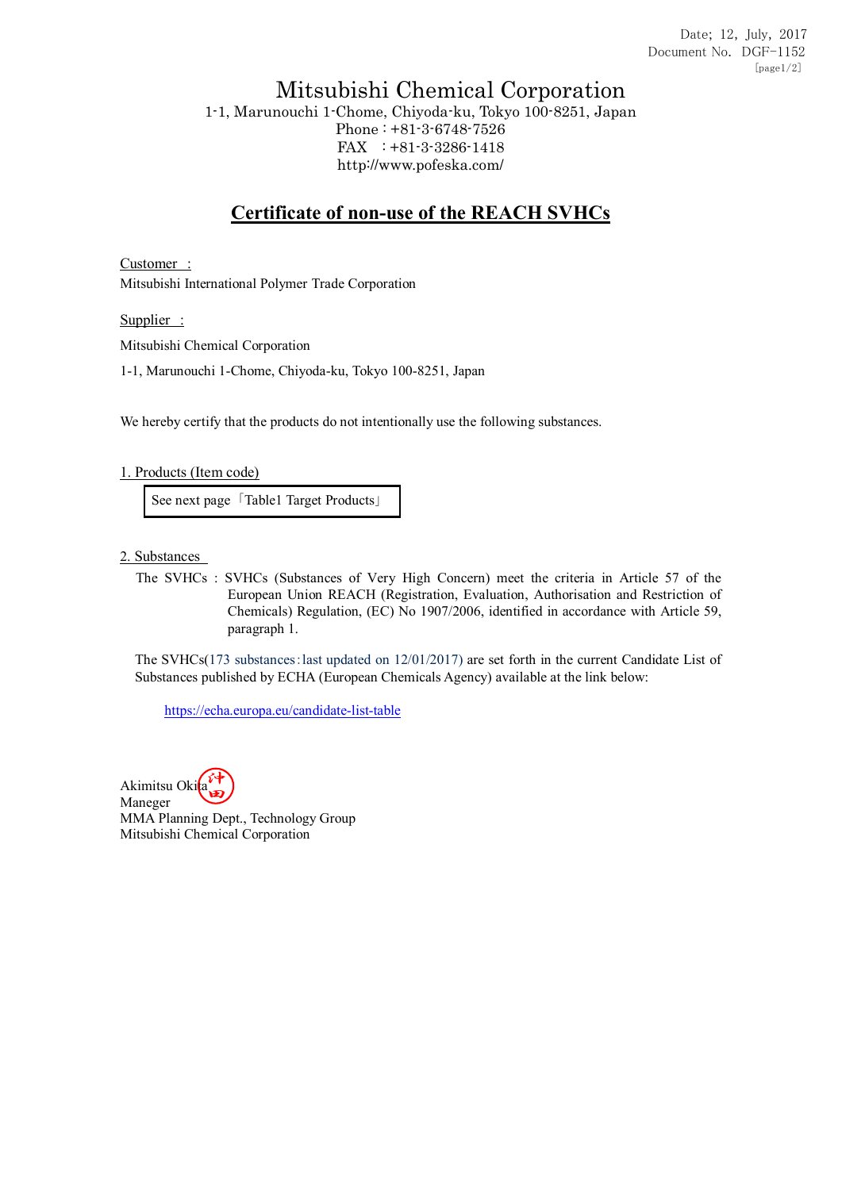Date; 12, July, 2017
Document No. DGF-1152

# Mitsubishi Chemical Corporation

1-1, Marunouchi 1-Chome, Chiyoda-ku, Tokyo 100-8251, Japan
Phone : +81-3-6748-7526
FAX : +81-3-3286-1418
http://www.pofeska.com/

## Certificate of non-use of the REACH SVHCs

Customer :
Mitsubishi International Polymer Trade Corporation

Supplier :
Mitsubishi Chemical Corporation
1-1, Marunouchi 1-Chome, Chiyoda-ku, Tokyo 100-8251, Japan

We hereby certify that the products do not intentionally use the following substances.

1. Products (Item code)

| See next page「Table1 Target Products」 |
|---|

2. Substances

The SVHCs : SVHCs (Substances of Very High Concern) meet the criteria in Article 57 of the European Union REACH (Registration, Evaluation, Authorisation and Restriction of Chemicals) Regulation, (EC) No 1907/2006, identified in accordance with Article 59, paragraph 1.

The SVHCs(173 substances：last updated on 12/01/2017) are set forth in the current Candidate List of Substances published by ECHA (European Chemicals Agency) available at the link below:

https://echa.europa.eu/candidate-list-table

Akimitsu Okita 沖田
Maneger
MMA Planning Dept., Technology Group
Mitsubishi Chemical Corporation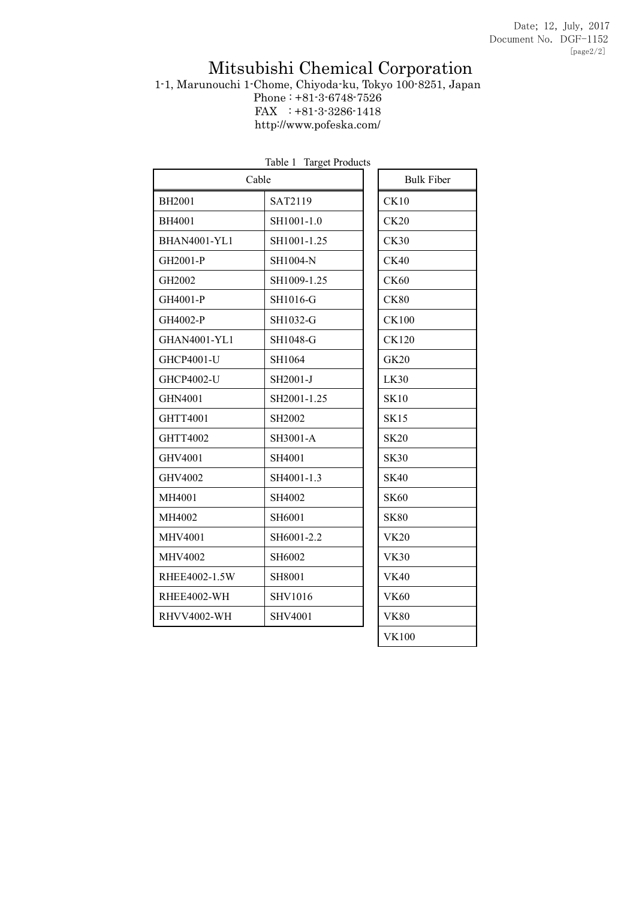Date; 12, July, 2017
Document No. DGF-1152

# Mitsubishi Chemical Corporation

1-1, Marunouchi 1-Chome, Chiyoda-ku, Tokyo 100-8251, Japan
Phone : +81-3-6748-7526
FAX : +81-3-3286-1418
http://www.pofeska.com/

Table 1 Target Products

| Cable | | Bulk Fiber |
|---|---|---|
| BH2001 | SAT2119 | CK10 |
| BH4001 | SH1001-1.0 | CK20 |
| BHAN4001-YL1 | SH1001-1.25 | CK30 |
| GH2001-P | SH1004-N | CK40 |
| GH2002 | SH1009-1.25 | CK60 |
| GH4001-P | SH1016-G | CK80 |
| GH4002-P | SH1032-G | CK100 |
| GHAN4001-YL1 | SH1048-G | CK120 |
| GHCP4001-U | SH1064 | GK20 |
| GHCP4002-U | SH2001-J | LK30 |
| GHN4001 | SH2001-1.25 | SK10 |
| GHTT4001 | SH2002 | SK15 |
| GHTT4002 | SH3001-A | SK20 |
| GHV4001 | SH4001 | SK30 |
| GHV4002 | SH4001-1.3 | SK40 |
| MH4001 | SH4002 | SK60 |
| MH4002 | SH6001 | SK80 |
| MHV4001 | SH6001-2.2 | VK20 |
| MHV4002 | SH6002 | VK30 |
| RHEE4002-1.5W | SH8001 | VK40 |
| RHEE4002-WH | SHV1016 | VK60 |
| RHVV4002-WH | SHV4001 | VK80 |
| | | VK100 |